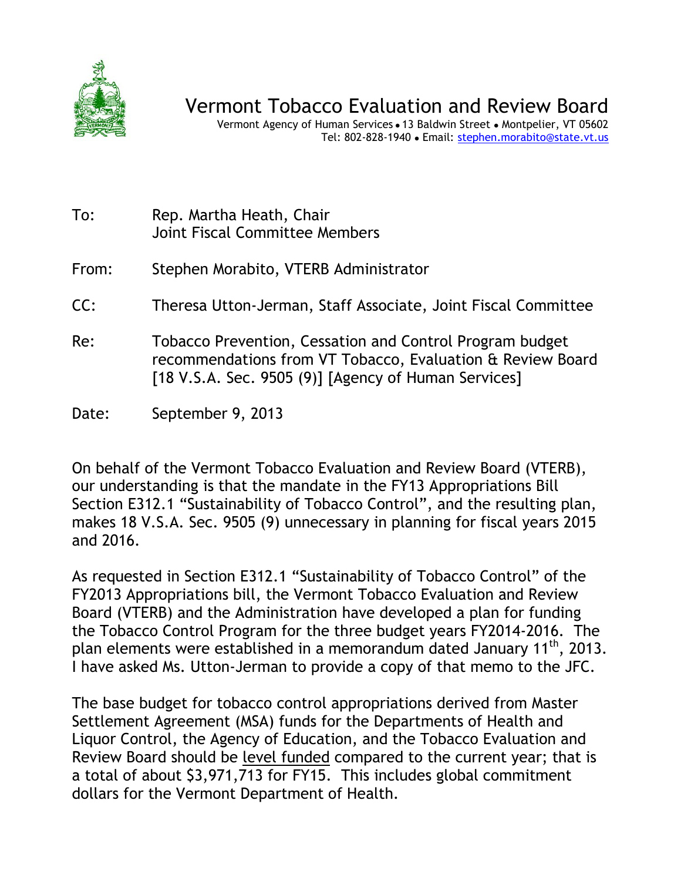# Vermont Tobacco Evaluation and Review Board

Vermont Agency of Human Services • 13 Baldwin Street • Montpelier, VT 05602
Tel: 802-828-1940 • Email: stephen.morabito@state.vt.us

To: Rep. Martha Heath, Chair
Joint Fiscal Committee Members

From: Stephen Morabito, VTERB Administrator

CC: Theresa Utton-Jerman, Staff Associate, Joint Fiscal Committee

Re: Tobacco Prevention, Cessation and Control Program budget recommendations from VT Tobacco, Evaluation & Review Board [18 V.S.A. Sec. 9505 (9)] [Agency of Human Services]

Date: September 9, 2013

On behalf of the Vermont Tobacco Evaluation and Review Board (VTERB), our understanding is that the mandate in the FY13 Appropriations Bill Section E312.1 "Sustainability of Tobacco Control", and the resulting plan, makes 18 V.S.A. Sec. 9505 (9) unnecessary in planning for fiscal years 2015 and 2016.

As requested in Section E312.1 "Sustainability of Tobacco Control" of the FY2013 Appropriations bill, the Vermont Tobacco Evaluation and Review Board (VTERB) and the Administration have developed a plan for funding the Tobacco Control Program for the three budget years FY2014-2016. The plan elements were established in a memorandum dated January 11th, 2013. I have asked Ms. Utton-Jerman to provide a copy of that memo to the JFC.

The base budget for tobacco control appropriations derived from Master Settlement Agreement (MSA) funds for the Departments of Health and Liquor Control, the Agency of Education, and the Tobacco Evaluation and Review Board should be level funded compared to the current year; that is a total of about $3,971,713 for FY15. This includes global commitment dollars for the Vermont Department of Health.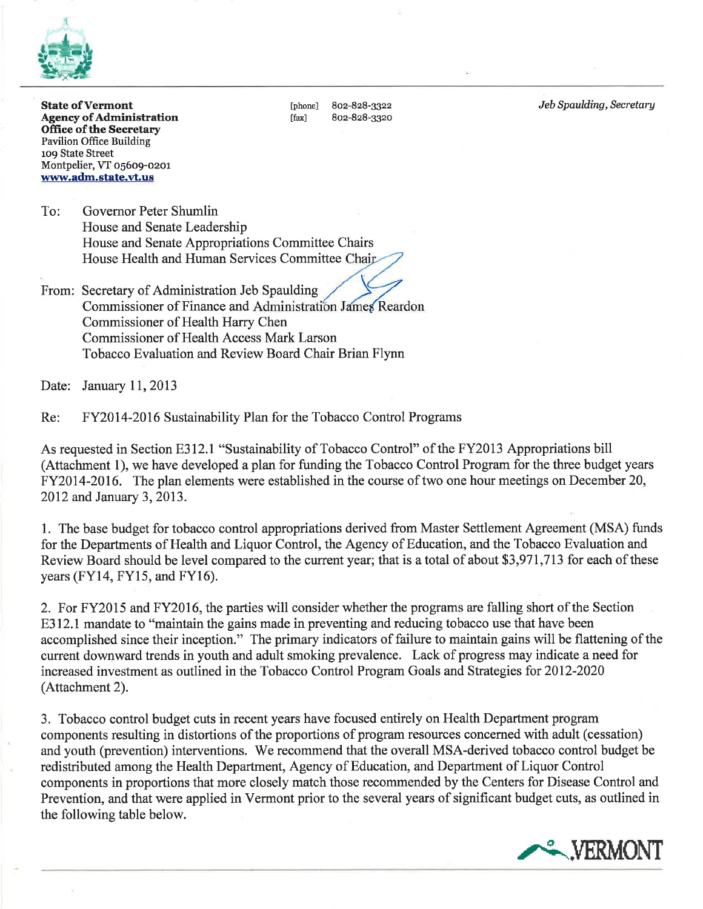**State of Vermont**
**Agency of Administration**
**Office of the Secretary**
Pavilion Office Building
109 State Street
Montpelier, VT 05609-0201
**www.adm.state.vt.us**

[phone] 802-828-3322
[fax] 802-828-3320

*Jeb Spaulding, Secretary*

To: Governor Peter Shumlin
House and Senate Leadership
House and Senate Appropriations Committee Chairs
House Health and Human Services Committee Chair

From: Secretary of Administration Jeb Spaulding
Commissioner of Finance and Administration James Reardon
Commissioner of Health Harry Chen
Commissioner of Health Access Mark Larson
Tobacco Evaluation and Review Board Chair Brian Flynn

Date: January 11, 2013

Re: FY2014-2016 Sustainability Plan for the Tobacco Control Programs

As requested in Section E312.1 "Sustainability of Tobacco Control" of the FY2013 Appropriations bill (Attachment 1), we have developed a plan for funding the Tobacco Control Program for the three budget years FY2014-2016. The plan elements were established in the course of two one hour meetings on December 20, 2012 and January 3, 2013.

1. The base budget for tobacco control appropriations derived from Master Settlement Agreement (MSA) funds for the Departments of Health and Liquor Control, the Agency of Education, and the Tobacco Evaluation and Review Board should be level compared to the current year; that is a total of about $3,971,713 for each of these years (FY14, FY15, and FY16).

2. For FY2015 and FY2016, the parties will consider whether the programs are falling short of the Section E312.1 mandate to "maintain the gains made in preventing and reducing tobacco use that have been accomplished since their inception." The primary indicators of failure to maintain gains will be flattening of the current downward trends in youth and adult smoking prevalence. Lack of progress may indicate a need for increased investment as outlined in the Tobacco Control Program Goals and Strategies for 2012-2020 (Attachment 2).

3. Tobacco control budget cuts in recent years have focused entirely on Health Department program components resulting in distortions of the proportions of program resources concerned with adult (cessation) and youth (prevention) interventions. We recommend that the overall MSA-derived tobacco control budget be redistributed among the Health Department, Agency of Education, and Department of Liquor Control components in proportions that more closely match those recommended by the Centers for Disease Control and Prevention, and that were applied in Vermont prior to the several years of significant budget cuts, as outlined in the following table below.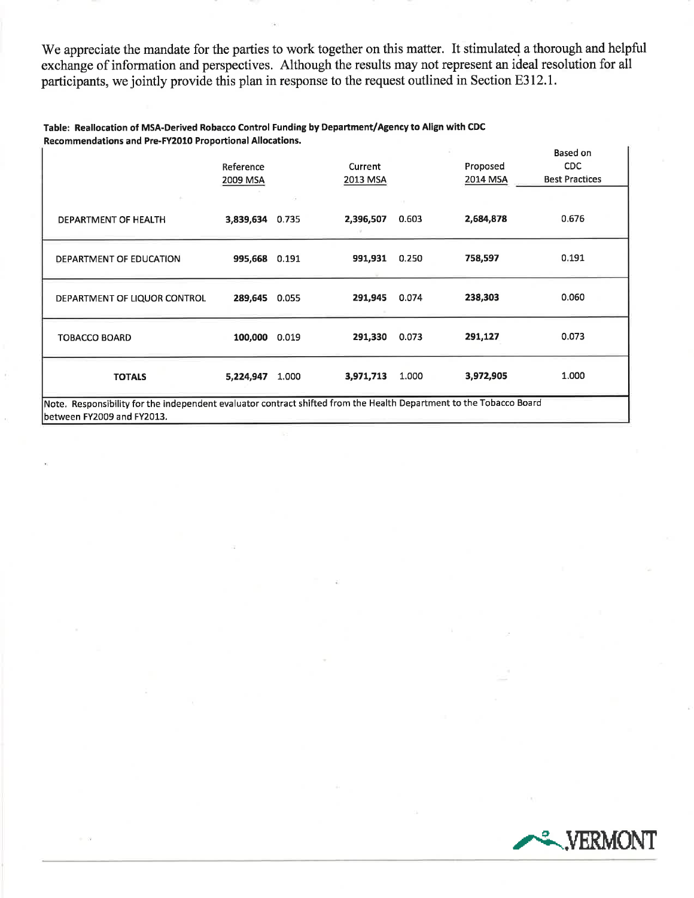We appreciate the mandate for the parties to work together on this matter. It stimulated a thorough and helpful exchange of information and perspectives. Although the results may not represent an ideal resolution for all participants, we jointly provide this plan in response to the request outlined in Section E312.1.

**Table: Reallocation of MSA-Derived Robacco Control Funding by Department/Agency to Align with CDC Recommendations and Pre-FY2010 Proportional Allocations.**

| | Reference 2009 MSA | | Current 2013 MSA | | Proposed 2014 MSA | Based on CDC Best Practices |
|---|---|---|---|---|---|---|
| DEPARTMENT OF HEALTH | **3,839,634** | 0.735 | **2,396,507** | 0.603 | **2,684,878** | 0.676 |
| DEPARTMENT OF EDUCATION | **995,668** | 0.191 | **991,931** | 0.250 | **758,597** | 0.191 |
| DEPARTMENT OF LIQUOR CONTROL | **289,645** | 0.055 | **291,945** | 0.074 | **238,303** | 0.060 |
| TOBACCO BOARD | **100,000** | 0.019 | **291,330** | 0.073 | **291,127** | 0.073 |
| **TOTALS** | **5,224,947** | 1.000 | **3,971,713** | 1.000 | **3,972,905** | 1.000 |

Note. Responsibility for the independent evaluator contract shifted from the Health Department to the Tobacco Board between FY2009 and FY2013.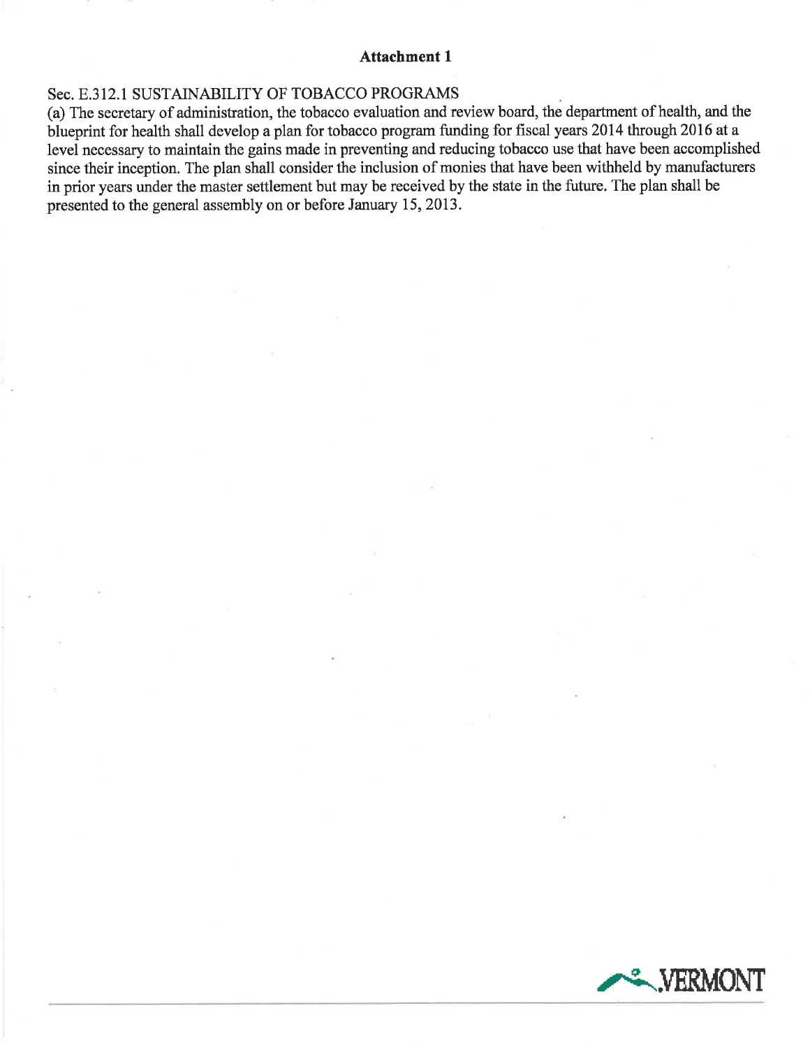## Attachment 1

Sec. E.312.1 SUSTAINABILITY OF TOBACCO PROGRAMS

(a) The secretary of administration, the tobacco evaluation and review board, the department of health, and the blueprint for health shall develop a plan for tobacco program funding for fiscal years 2014 through 2016 at a level necessary to maintain the gains made in preventing and reducing tobacco use that have been accomplished since their inception. The plan shall consider the inclusion of monies that have been withheld by manufacturers in prior years under the master settlement but may be received by the state in the future. The plan shall be presented to the general assembly on or before January 15, 2013.

VERMONT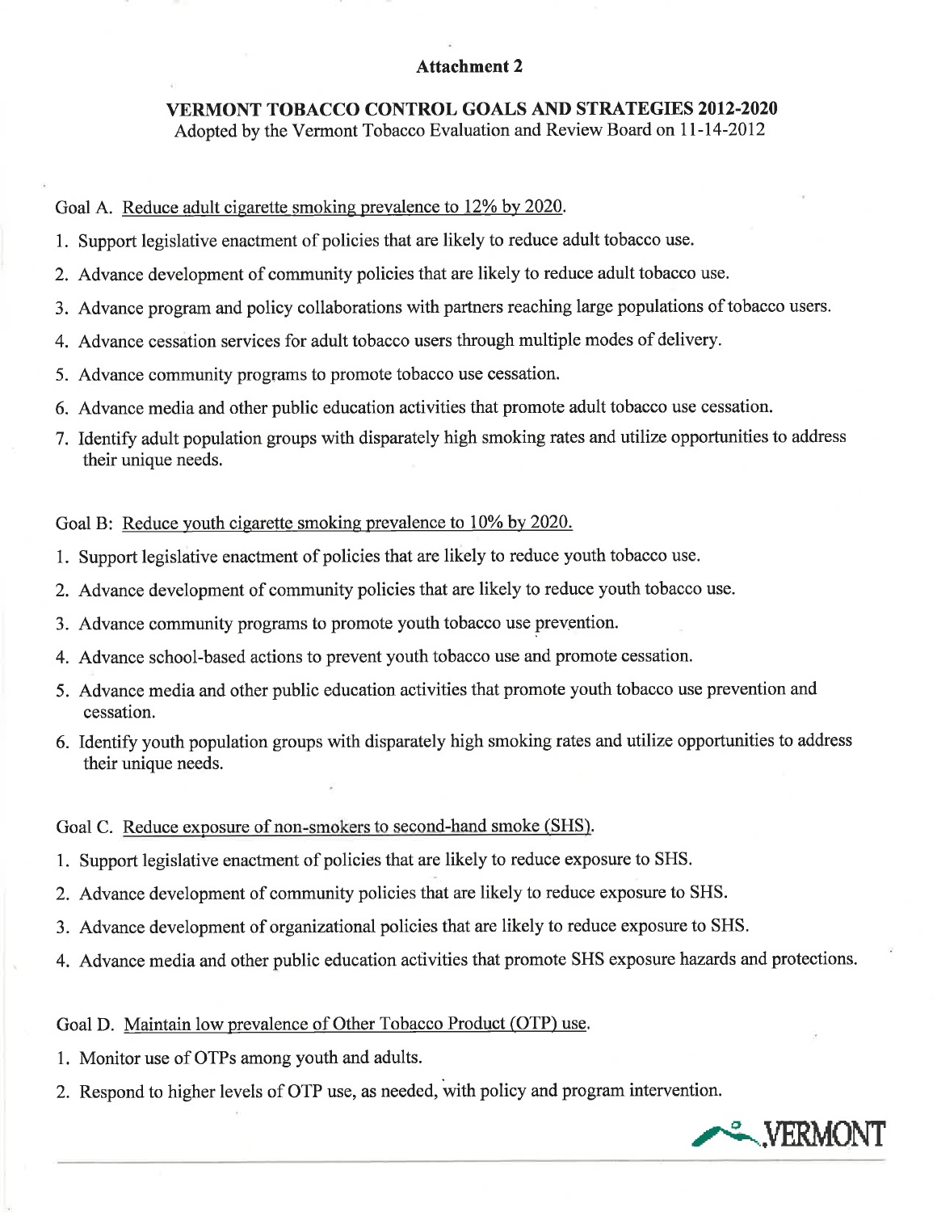**Attachment 2**

# VERMONT TOBACCO CONTROL GOALS AND STRATEGIES 2012-2020

Adopted by the Vermont Tobacco Evaluation and Review Board on 11-14-2012

Goal A. Reduce adult cigarette smoking prevalence to 12% by 2020.

1. Support legislative enactment of policies that are likely to reduce adult tobacco use.
2. Advance development of community policies that are likely to reduce adult tobacco use.
3. Advance program and policy collaborations with partners reaching large populations of tobacco users.
4. Advance cessation services for adult tobacco users through multiple modes of delivery.
5. Advance community programs to promote tobacco use cessation.
6. Advance media and other public education activities that promote adult tobacco use cessation.
7. Identify adult population groups with disparately high smoking rates and utilize opportunities to address their unique needs.

Goal B: Reduce youth cigarette smoking prevalence to 10% by 2020.

1. Support legislative enactment of policies that are likely to reduce youth tobacco use.
2. Advance development of community policies that are likely to reduce youth tobacco use.
3. Advance community programs to promote youth tobacco use prevention.
4. Advance school-based actions to prevent youth tobacco use and promote cessation.
5. Advance media and other public education activities that promote youth tobacco use prevention and cessation.
6. Identify youth population groups with disparately high smoking rates and utilize opportunities to address their unique needs.

Goal C. Reduce exposure of non-smokers to second-hand smoke (SHS).

1. Support legislative enactment of policies that are likely to reduce exposure to SHS.
2. Advance development of community policies that are likely to reduce exposure to SHS.
3. Advance development of organizational policies that are likely to reduce exposure to SHS.
4. Advance media and other public education activities that promote SHS exposure hazards and protections.

Goal D. Maintain low prevalence of Other Tobacco Product (OTP) use.

1. Monitor use of OTPs among youth and adults.
2. Respond to higher levels of OTP use, as needed, with policy and program intervention.

VERMONT